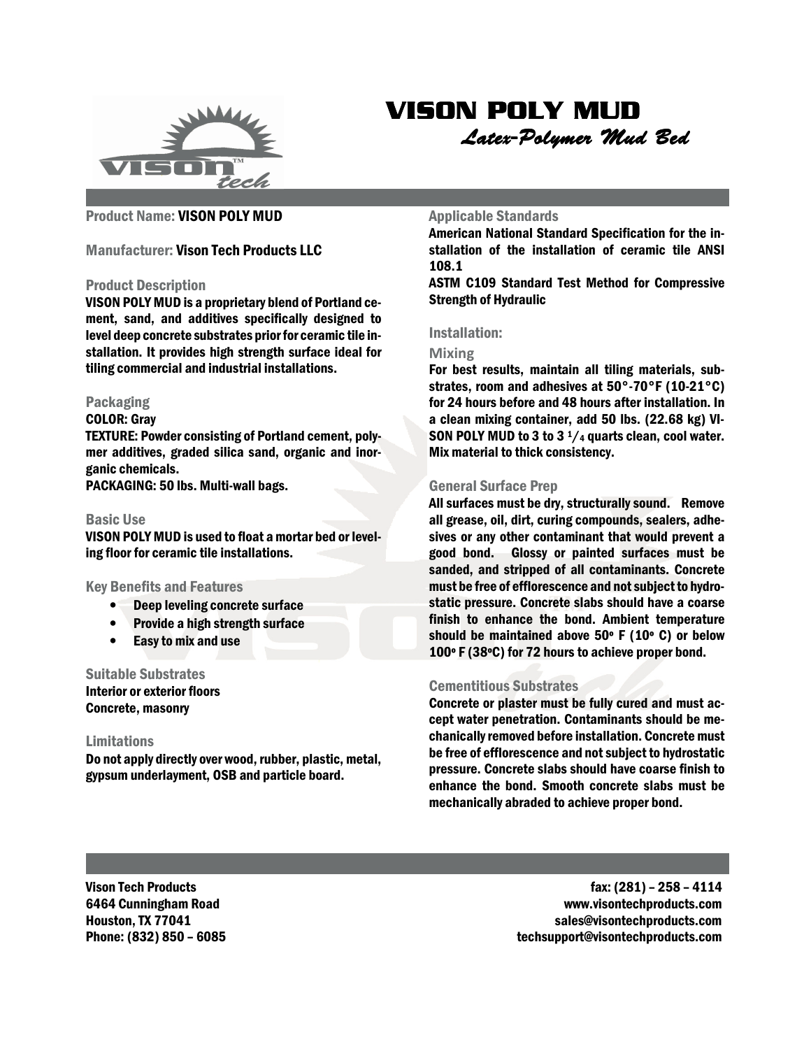# VISON POLY MUD

*Latex-Polymer Mud Bed*

**Product Name:** VISON POLY MUD

**Manufacturer:** Vison Tech Products LLC

### Product Description

VISON POLY MUD is a proprietary blend of Portland cement, sand, and additives specifically designed to level deep concrete substrates prior for ceramic tile installation. It provides high strength surface ideal for tiling commercial and industrial installations.

### Packaging

COLOR: Gray

TEXTURE: Powder consisting of Portland cement, polymer additives, graded silica sand, organic and inorganic chemicals.

PACKAGING: 50 lbs. Multi-wall bags.

### Basic Use

VISON POLY MUD is used to float a mortar bed or leveling floor for ceramic tile installations.

### Key Benefits and Features

- Deep leveling concrete surface
- Provide a high strength surface
- Easy to mix and use

### Suitable Substrates

Interior or exterior floors

Concrete, masonry

### Limitations

Do not apply directly over wood, rubber, plastic, metal, gypsum underlayment, OSB and particle board.

### Applicable Standards

American National Standard Specification for the installation of the installation of ceramic tile ANSI 108.1

ASTM C109 Standard Test Method for Compressive Strength of Hydraulic

### Installation:

#### Mixing

For best results, maintain all tiling materials, substrates, room and adhesives at 50°-70°F (10-21°C) for 24 hours before and 48 hours after installation. In a clean mixing container, add 50 lbs. (22.68 kg) VISON POLY MUD to 3 to 3 1/4 quarts clean, cool water. Mix material to thick consistency.

### General Surface Prep

All surfaces must be dry, structurally sound. Remove all grease, oil, dirt, curing compounds, sealers, adhesives or any other contaminant that would prevent a good bond. Glossy or painted surfaces must be sanded, and stripped of all contaminants. Concrete must be free of efflorescence and not subject to hydrostatic pressure. Concrete slabs should have a coarse finish to enhance the bond. Ambient temperature should be maintained above 50° F (10° C) or below 100° F (38°C) for 72 hours to achieve proper bond.

### Cementitious Substrates

Concrete or plaster must be fully cured and must accept water penetration. Contaminants should be mechanically removed before installation. Concrete must be free of efflorescence and not subject to hydrostatic pressure. Concrete slabs should have coarse finish to enhance the bond. Smooth concrete slabs must be mechanically abraded to achieve proper bond.

Vison Tech Products
6464 Cunningham Road
Houston, TX 77041
Phone: (832) 850 – 6085

fax: (281) – 258 – 4114
www.visontechproducts.com
sales@visontechproducts.com
techsupport@visontechproducts.com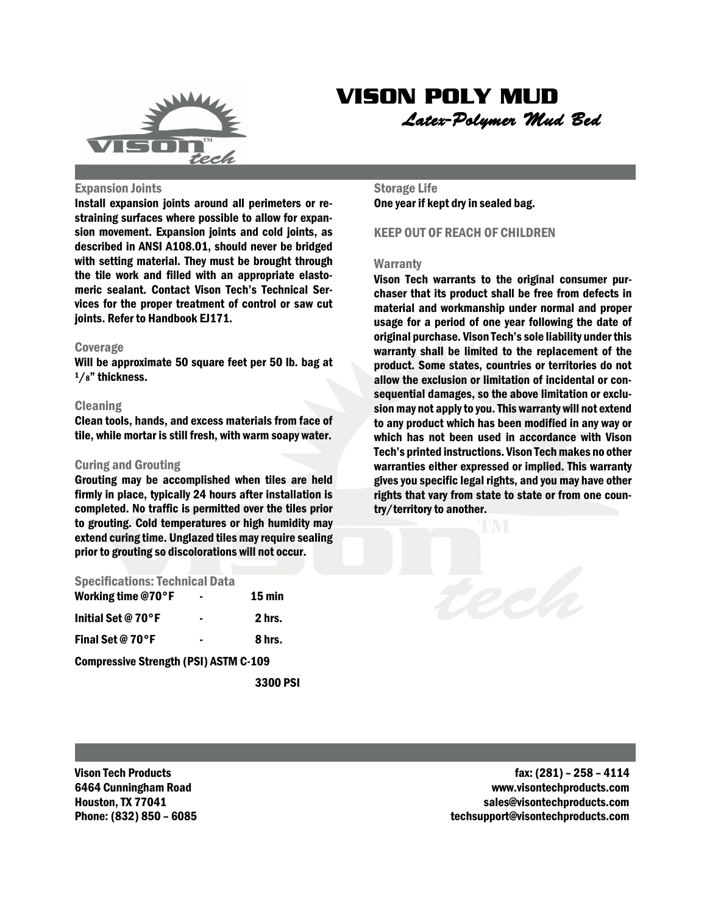# VISON POLY MUD

*Latex-Polymer Mud Bed*

### Expansion Joints

**Install expansion joints around all perimeters or restraining surfaces where possible to allow for expansion movement. Expansion joints and cold joints, as described in ANSI A108.01, should never be bridged with setting material. They must be brought through the tile work and filled with an appropriate elastomeric sealant. Contact Vison Tech's Technical Services for the proper treatment of control or saw cut joints. Refer to Handbook EJ171.**

### Coverage

**Will be approximate 50 square feet per 50 lb. bag at 1/8" thickness.**

### Cleaning

**Clean tools, hands, and excess materials from face of tile, while mortar is still fresh, with warm soapy water.**

### Curing and Grouting

**Grouting may be accomplished when tiles are held firmly in place, typically 24 hours after installation is completed. No traffic is permitted over the tiles prior to grouting. Cold temperatures or high humidity may extend curing time. Unglazed tiles may require sealing prior to grouting so discolorations will not occur.**

### Specifications: Technical Data

| | | |
|---|---|---|
| **Working time @70°F** | - | **15 min** |
| **Initial Set @ 70°F** | - | **2 hrs.** |
| **Final Set @ 70°F** | - | **8 hrs.** |

**Compressive Strength (PSI) ASTM C-109**

**3300 PSI**

### Storage Life

**One year if kept dry in sealed bag.**

### KEEP OUT OF REACH OF CHILDREN

### Warranty

**Vison Tech warrants to the original consumer purchaser that its product shall be free from defects in material and workmanship under normal and proper usage for a period of one year following the date of original purchase. Vison Tech's sole liability under this warranty shall be limited to the replacement of the product. Some states, countries or territories do not allow the exclusion or limitation of incidental or consequential damages, so the above limitation or exclusion may not apply to you. This warranty will not extend to any product which has been modified in any way or which has not been used in accordance with Vison Tech's printed instructions. Vison Tech makes no other warranties either expressed or implied. This warranty gives you specific legal rights, and you may have other rights that vary from state to state or from one country/territory to another.**

**Vison Tech Products**
**6464 Cunningham Road**
**Houston, TX 77041**
**Phone: (832) 850 – 6085**

**fax: (281) – 258 – 4114**
**www.visontechproducts.com**
**sales@visontechproducts.com**
**techsupport@visontechproducts.com**